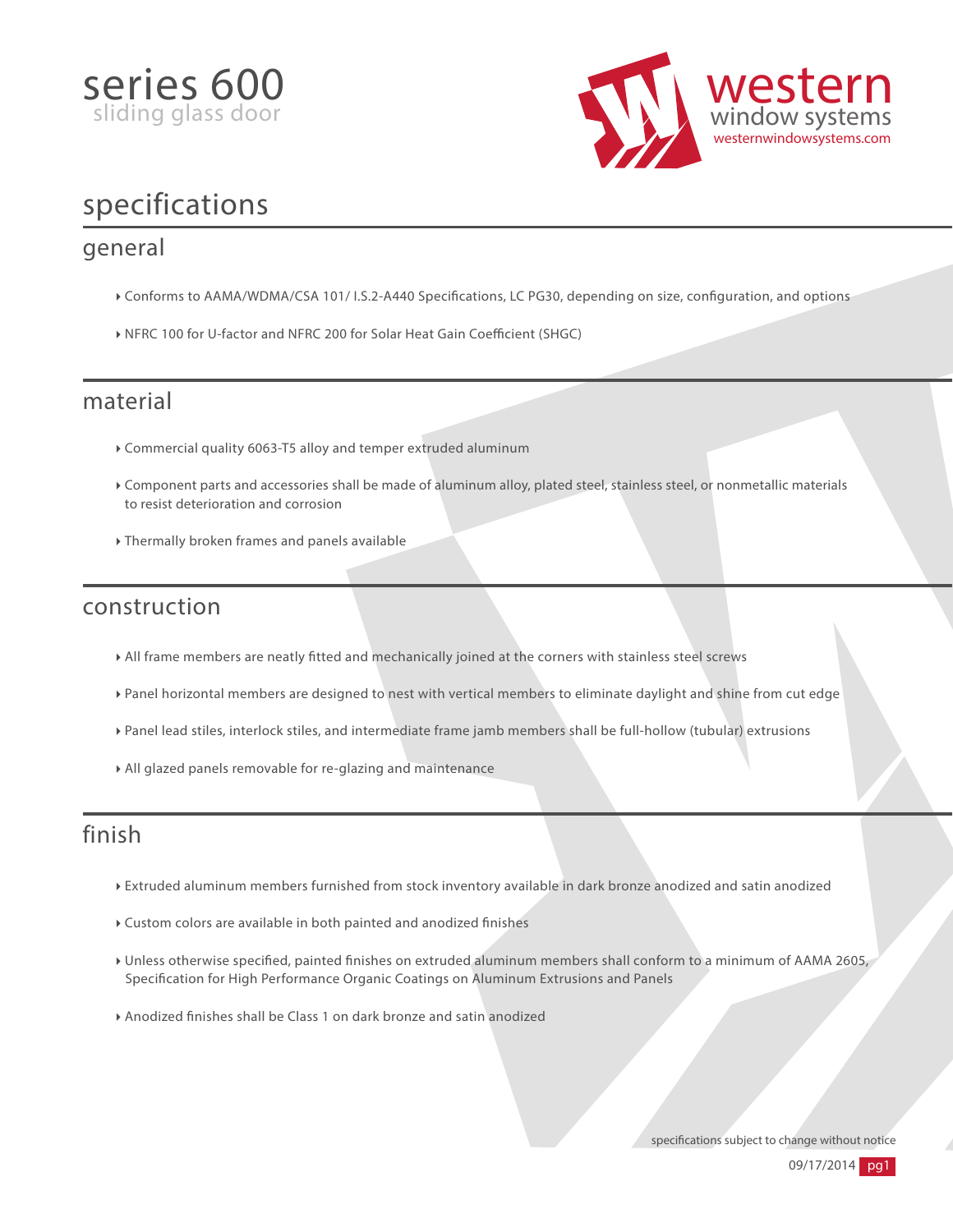# series 600

sliding glass door

western window systems
westernwindowsystems.com

## specifications

### general

- Conforms to AAMA/WDMA/CSA 101/ I.S.2-A440 Specifications, LC PG30, depending on size, configuration, and options
- NFRC 100 for U-factor and NFRC 200 for Solar Heat Gain Coefficient (SHGC)

### material

- Commercial quality 6063-T5 alloy and temper extruded aluminum
- Component parts and accessories shall be made of aluminum alloy, plated steel, stainless steel, or nonmetallic materials to resist deterioration and corrosion
- Thermally broken frames and panels available

### construction

- All frame members are neatly fitted and mechanically joined at the corners with stainless steel screws
- Panel horizontal members are designed to nest with vertical members to eliminate daylight and shine from cut edge
- Panel lead stiles, interlock stiles, and intermediate frame jamb members shall be full-hollow (tubular) extrusions
- All glazed panels removable for re-glazing and maintenance

### finish

- Extruded aluminum members furnished from stock inventory available in dark bronze anodized and satin anodized
- Custom colors are available in both painted and anodized finishes
- Unless otherwise specified, painted finishes on extruded aluminum members shall conform to a minimum of AAMA 2605, Specification for High Performance Organic Coatings on Aluminum Extrusions and Panels
- Anodized finishes shall be Class 1 on dark bronze and satin anodized

specifications subject to change without notice

09/17/2014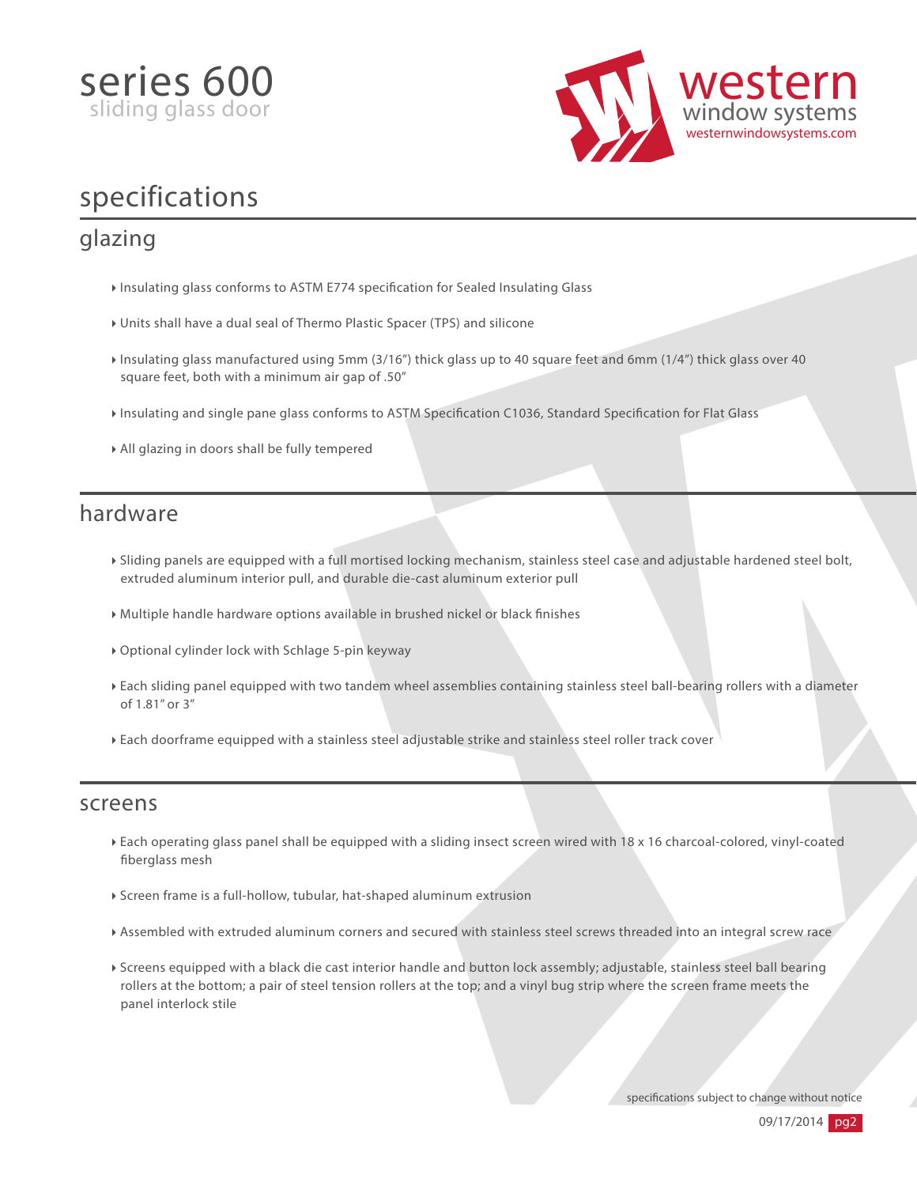# series 600
sliding glass door

western window systems
westernwindowsystems.com

# specifications

## glazing

- Insulating glass conforms to ASTM E774 specification for Sealed Insulating Glass
- Units shall have a dual seal of Thermo Plastic Spacer (TPS) and silicone
- Insulating glass manufactured using 5mm (3/16") thick glass up to 40 square feet and 6mm (1/4") thick glass over 40 square feet, both with a minimum air gap of .50"
- Insulating and single pane glass conforms to ASTM Specification C1036, Standard Specification for Flat Glass
- All glazing in doors shall be fully tempered

## hardware

- Sliding panels are equipped with a full mortised locking mechanism, stainless steel case and adjustable hardened steel bolt, extruded aluminum interior pull, and durable die-cast aluminum exterior pull
- Multiple handle hardware options available in brushed nickel or black finishes
- Optional cylinder lock with Schlage 5-pin keyway
- Each sliding panel equipped with two tandem wheel assemblies containing stainless steel ball-bearing rollers with a diameter of 1.81" or 3"
- Each doorframe equipped with a stainless steel adjustable strike and stainless steel roller track cover

## screens

- Each operating glass panel shall be equipped with a sliding insect screen wired with 18 x 16 charcoal-colored, vinyl-coated fiberglass mesh
- Screen frame is a full-hollow, tubular, hat-shaped aluminum extrusion
- Assembled with extruded aluminum corners and secured with stainless steel screws threaded into an integral screw race
- Screens equipped with a black die cast interior handle and button lock assembly; adjustable, stainless steel ball bearing rollers at the bottom; a pair of steel tension rollers at the top; and a vinyl bug strip where the screen frame meets the panel interlock stile

specifications subject to change without notice

09/17/2014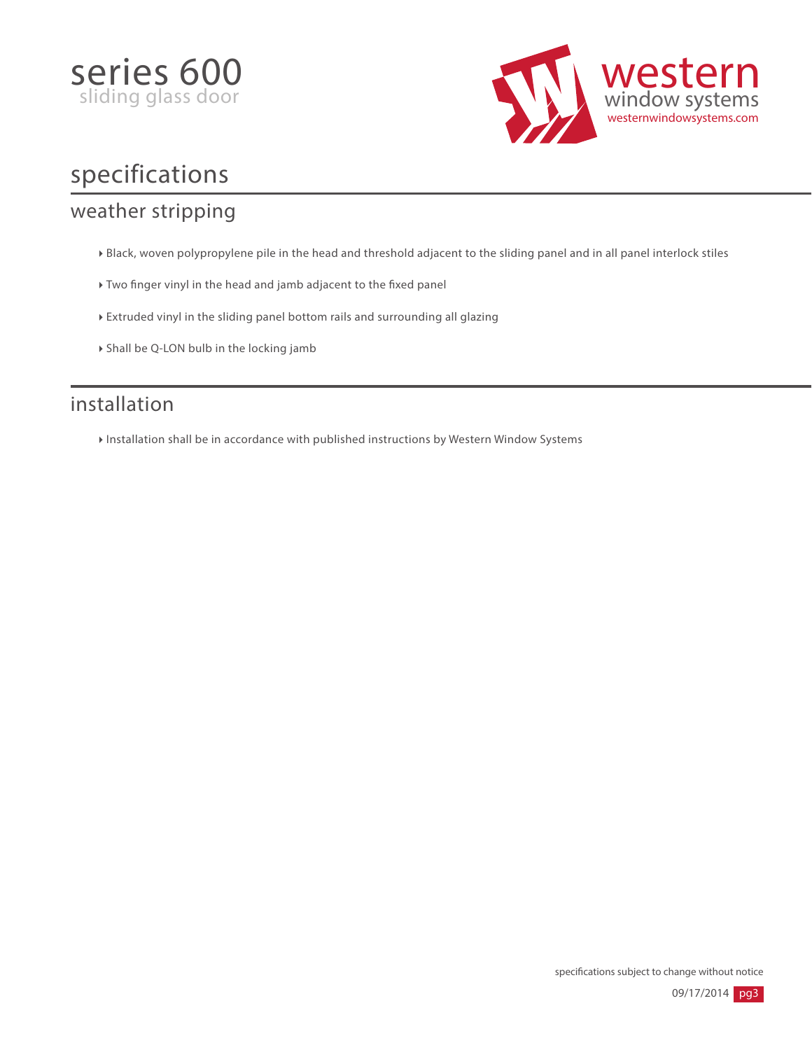# series 600
sliding glass door

western window systems
westernwindowsystems.com

## specifications

### weather stripping

- Black, woven polypropylene pile in the head and threshold adjacent to the sliding panel and in all panel interlock stiles
- Two finger vinyl in the head and jamb adjacent to the fixed panel
- Extruded vinyl in the sliding panel bottom rails and surrounding all glazing
- Shall be Q-LON bulb in the locking jamb

### installation

- Installation shall be in accordance with published instructions by Western Window Systems

specifications subject to change without notice

09/17/2014